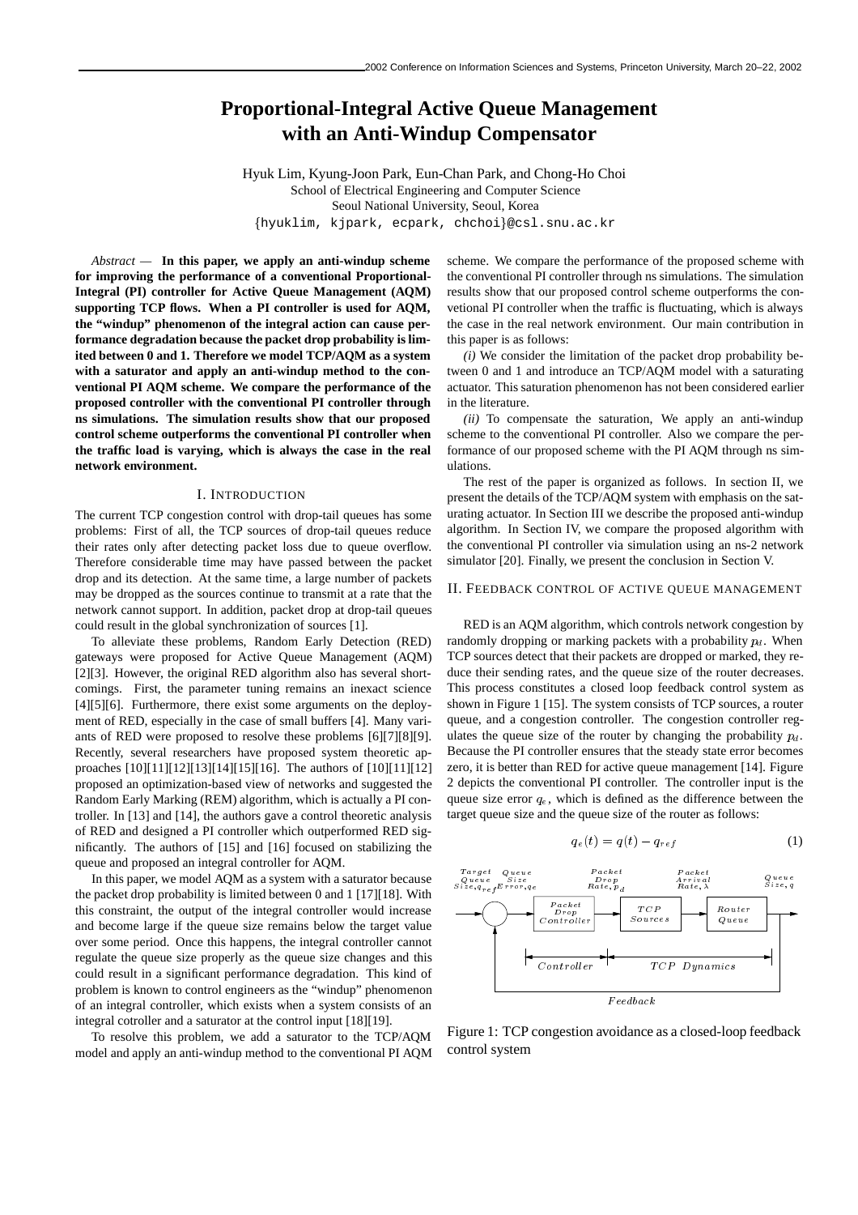# Proportional-Integral Active Queue Management with an Anti-Windup Compensator

Hyuk Lim, Kyung-Joon Park, Eun-Chan Park, and Chong-Ho Choi
School of Electrical Engineering and Computer Science
Seoul National University, Seoul, Korea
{hyuklim, kjpark, ecpark, chchoi}@csl.snu.ac.kr

*Abstract* — **In this paper, we apply an anti-windup scheme for improving the performance of a conventional Proportional-Integral (PI) controller for Active Queue Management (AQM) supporting TCP flows. When a PI controller is used for AQM, the "windup" phenomenon of the integral action can cause performance degradation because the packet drop probability is limited between 0 and 1. Therefore we model TCP/AQM as a system with a saturator and apply an anti-windup method to the conventional PI AQM scheme. We compare the performance of the proposed controller with the conventional PI controller through ns simulations. The simulation results show that our proposed control scheme outperforms the conventional PI controller when the traffic load is varying, which is always the case in the real network environment.**

## I. Introduction

The current TCP congestion control with drop-tail queues has some problems: First of all, the TCP sources of drop-tail queues reduce their rates only after detecting packet loss due to queue overflow. Therefore considerable time may have passed between the packet drop and its detection. At the same time, a large number of packets may be dropped as the sources continue to transmit at a rate that the network cannot support. In addition, packet drop at drop-tail queues could result in the global synchronization of sources [1].

To alleviate these problems, Random Early Detection (RED) gateways were proposed for Active Queue Management (AQM) [2][3]. However, the original RED algorithm also has several shortcomings. First, the parameter tuning remains an inexact science [4][5][6]. Furthermore, there exist some arguments on the deployment of RED, especially in the case of small buffers [4]. Many variants of RED were proposed to resolve these problems [6][7][8][9]. Recently, several researchers have proposed system theoretic approaches [10][11][12][13][14][15][16]. The authors of [10][11][12] proposed an optimization-based view of networks and suggested the Random Early Marking (REM) algorithm, which is actually a PI controller. In [13] and [14], the authors gave a control theoretic analysis of RED and designed a PI controller which outperformed RED significantly. The authors of [15] and [16] focused on stabilizing the queue and proposed an integral controller for AQM.

In this paper, we model AQM as a system with a saturator because the packet drop probability is limited between 0 and 1 [17][18]. With this constraint, the output of the integral controller would increase and become large if the queue size remains below the target value over some period. Once this happens, the integral controller cannot regulate the queue size properly as the queue size changes and this could result in a significant performance degradation. This kind of problem is known to control engineers as the "windup" phenomenon of an integral controller, which exists when a system consists of an integral cotroller and a saturator at the control input [18][19].

To resolve this problem, we add a saturator to the TCP/AQM model and apply an anti-windup method to the conventional PI AQM scheme. We compare the performance of the proposed scheme with the conventional PI controller through ns simulations. The simulation results show that our proposed control scheme outperforms the convetional PI controller when the traffic is fluctuating, which is always the case in the real network environment. Our main contribution in this paper is as follows:

*(i)* We consider the limitation of the packet drop probability between 0 and 1 and introduce an TCP/AQM model with a saturating actuator. This saturation phenomenon has not been considered earlier in the literature.

*(ii)* To compensate the saturation, We apply an anti-windup scheme to the conventional PI controller. Also we compare the performance of our proposed scheme with the PI AQM through ns simulations.

The rest of the paper is organized as follows. In section II, we present the details of the TCP/AQM system with emphasis on the saturating actuator. In Section III we describe the proposed anti-windup algorithm. In Section IV, we compare the proposed algorithm with the conventional PI controller via simulation using an ns-2 network simulator [20]. Finally, we present the conclusion in Section V.

## II. Feedback control of active queue management

RED is an AQM algorithm, which controls network congestion by randomly dropping or marking packets with a probability $p_d$. When TCP sources detect that their packets are dropped or marked, they reduce their sending rates, and the queue size of the router decreases. This process constitutes a closed loop feedback control system as shown in Figure 1 [15]. The system consists of TCP sources, a router queue, and a congestion controller. The congestion controller regulates the queue size of the router by changing the probability $p_d$. Because the PI controller ensures that the steady state error becomes zero, it is better than RED for active queue management [14]. Figure 2 depicts the conventional PI controller. The controller input is the queue size error $q_e$, which is defined as the difference between the target queue size and the queue size of the router as follows:

$$q_e(t) = q(t) - q_{ref} \tag{1}$$

Figure 1: TCP congestion avoidance as a closed-loop feedback control system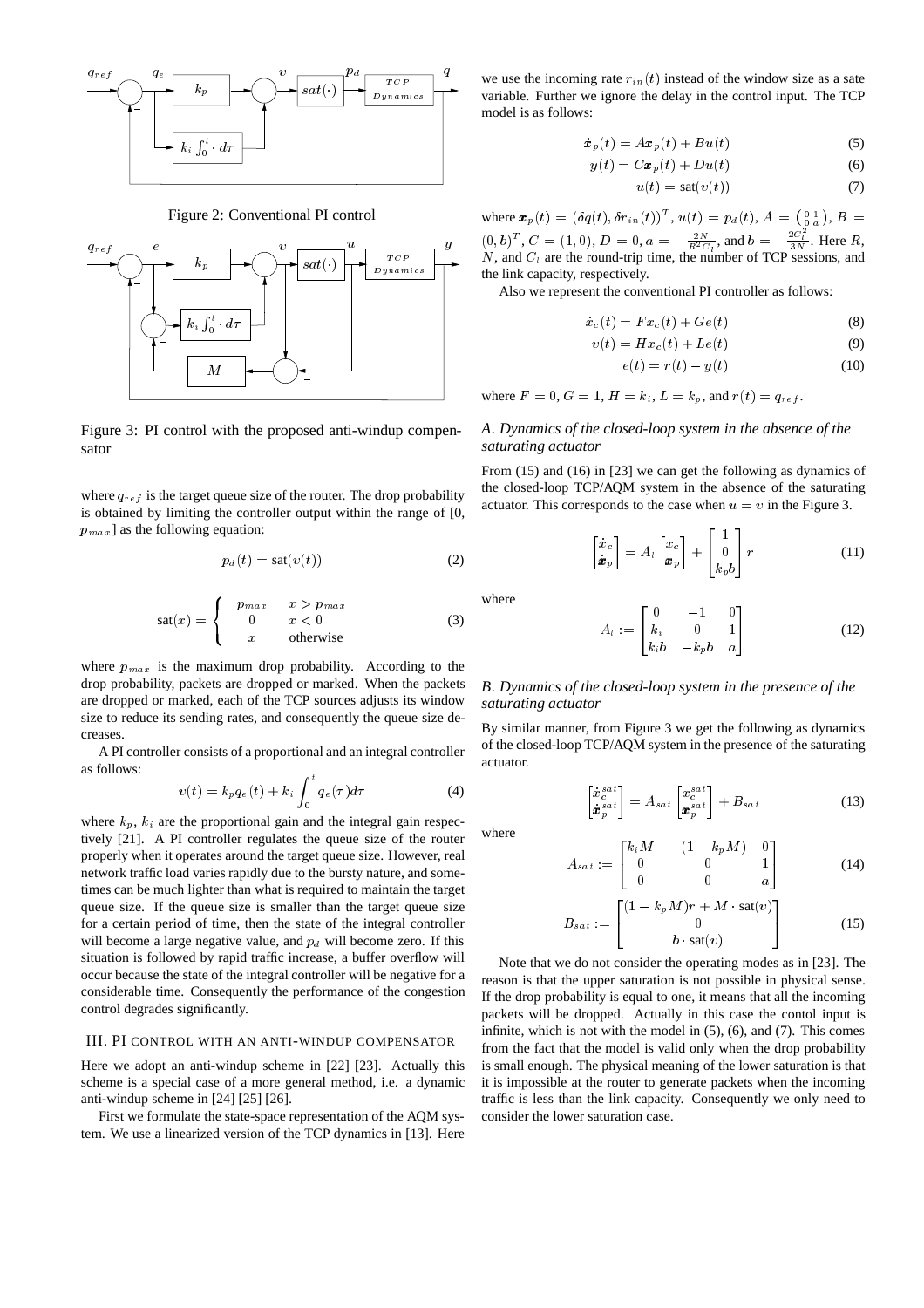Figure 2: Conventional PI control

Figure 3: PI control with the proposed anti-windup compensator

where $q_{ref}$ is the target queue size of the router. The drop probability is obtained by limiting the controller output within the range of [0, $p_{max}$] as the following equation:

$$p_d(t) = \text{sat}(v(t)) \tag{2}$$

$$\text{sat}(x) = \begin{cases} p_{max} & x > p_{max} \\ 0 & x < 0 \\ x & \text{otherwise} \end{cases} \tag{3}$$

where $p_{max}$ is the maximum drop probability. According to the drop probability, packets are dropped or marked. When the packets are dropped or marked, each of the TCP sources adjusts its window size to reduce its sending rates, and consequently the queue size decreases.

A PI controller consists of a proportional and an integral controller as follows:

$$v(t) = k_p q_e(t) + k_i \int_0^t q_e(\tau) d\tau \tag{4}$$

where $k_p$, $k_i$ are the proportional gain and the integral gain respectively [21]. A PI controller regulates the queue size of the router properly when it operates around the target queue size. However, real network traffic load varies rapidly due to the bursty nature, and sometimes can be much lighter than what is required to maintain the target queue size. If the queue size is smaller than the target queue size for a certain period of time, then the state of the integral controller will become a large negative value, and $p_d$ will become zero. If this situation is followed by rapid traffic increase, a buffer overflow will occur because the state of the integral controller will be negative for a considerable time. Consequently the performance of the congestion control degrades significantly.

## III. PI CONTROL WITH AN ANTI-WINDUP COMPENSATOR

Here we adopt an anti-windup scheme in [22] [23]. Actually this scheme is a special case of a more general method, i.e. a dynamic anti-windup scheme in [24] [25] [26].

First we formulate the state-space representation of the AQM system. We use a linearized version of the TCP dynamics in [13]. Here we use the incoming rate $r_{in}(t)$ instead of the window size as a sate variable. Further we ignore the delay in the control input. The TCP model is as follows:

$$\dot{\boldsymbol{x}}_p(t) = A\boldsymbol{x}_p(t) + Bu(t) \tag{5}$$

$$y(t) = C\boldsymbol{x}_p(t) + Du(t) \tag{6}$$

$$u(t) = \text{sat}(v(t)) \tag{7}$$

where $\boldsymbol{x}_p(t) = (\delta q(t), \delta r_{in}(t))^T$, $u(t) = p_d(t)$, $A = \begin{pmatrix} 0 & 1 \\ 0 & a \end{pmatrix}$, $B = (0, b)^T$, $C = (1, 0)$, $D = 0$, $a = -\frac{2N}{R^2 C_l}$, and $b = -\frac{2C_l^2}{3N}$. Here $R$, $N$, and $C_l$ are the round-trip time, the number of TCP sessions, and the link capacity, respectively.

Also we represent the conventional PI controller as follows:

$$\dot{x}_c(t) = Fx_c(t) + Ge(t) \tag{8}$$

$$v(t) = Hx_c(t) + Le(t) \tag{9}$$

$$e(t) = r(t) - y(t) \tag{10}$$

where $F = 0$, $G = 1$, $H = k_i$, $L = k_p$, and $r(t) = q_{ref}$.

### *A. Dynamics of the closed-loop system in the absence of the saturating actuator*

From (15) and (16) in [23] we can get the following as dynamics of the closed-loop TCP/AQM system in the absence of the saturating actuator. This corresponds to the case when $u = v$ in the Figure 3.

$$\begin{bmatrix} \dot{x}_c \\ \dot{\boldsymbol{x}}_p \end{bmatrix} = A_l \begin{bmatrix} x_c \\ \boldsymbol{x}_p \end{bmatrix} + \begin{bmatrix} 1 \\ 0 \\ k_p b \end{bmatrix} r \tag{11}$$

where

$$A_l := \begin{bmatrix} 0 & -1 & 0 \\ k_i & 0 & 1 \\ k_i b & -k_p b & a \end{bmatrix} \tag{12}$$

### *B. Dynamics of the closed-loop system in the presence of the saturating actuator*

By similar manner, from Figure 3 we get the following as dynamics of the closed-loop TCP/AQM system in the presence of the saturating actuator.

$$\begin{bmatrix} \dot{x}_c^{sat} \\ \dot{\boldsymbol{x}}_p^{sat} \end{bmatrix} = A_{sat} \begin{bmatrix} x_c^{sat} \\ \boldsymbol{x}_p^{sat} \end{bmatrix} + B_{sat} \tag{13}$$

where

$$A_{sat} := \begin{bmatrix} k_i M & -(1 - k_p M) & 0 \\ 0 & 0 & 1 \\ 0 & 0 & a \end{bmatrix} \tag{14}$$

$$B_{sat} := \begin{bmatrix} (1 - k_p M)r + M \cdot \text{sat}(v) \\ 0 \\ b \cdot \text{sat}(v) \end{bmatrix} \tag{15}$$

Note that we do not consider the operating modes as in [23]. The reason is that the upper saturation is not possible in physical sense. If the drop probability is equal to one, it means that all the incoming packets will be dropped. Actually in this case the contol input is infinite, which is not with the model in (5), (6), and (7). This comes from the fact that the model is valid only when the drop probability is small enough. The physical meaning of the lower saturation is that it is impossible at the router to generate packets when the incoming traffic is less than the link capacity. Consequently we only need to consider the lower saturation case.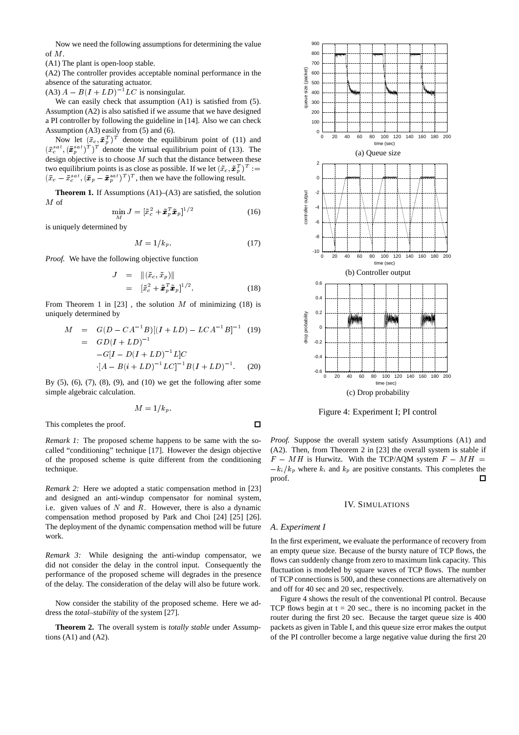Now we need the following assumptions for determining the value of $M$.

(A1) The plant is open-loop stable.

(A2) The controller provides acceptable nominal performance in the absence of the saturating actuator.

(A3) $A - B(I + LD)^{-1}LC$ is nonsingular.

We can easily check that assumption (A1) is satisfied from (5). Assumption (A2) is also satisfied if we assume that we have designed a PI controller by following the guideline in [14]. Also we can check Assumption (A3) easily from (5) and (6).

Now let $(\bar{x}_c, \bar{\boldsymbol{x}}_p^T)^T$ denote the equilibirum point of (11) and $(\bar{x}_c^{sat}, (\bar{\boldsymbol{x}}_p^{sat})^T)^T$ denote the virtual equilibrium point of (13). The design objective is to choose $M$ such that the distance between these two equilibrium points is as close as possible. If we let $(\tilde{x}_c, \tilde{\boldsymbol{x}}_p^T)^T := (\bar{x}_c - \bar{x}_c^{sat}, (\bar{\boldsymbol{x}}_p - \bar{\boldsymbol{x}}_p^{sat})^T)^T$, then we have the following result.

**Theorem 1.** If Assumptions (A1)–(A3) are satisfied, the solution $M$ of

$$\min_M J = [\tilde{x}_c^2 + \tilde{\boldsymbol{x}}_p^T \tilde{\boldsymbol{x}}_p]^{1/2} \tag{16}$$

is uniquely determined by

$$M = 1/k_p. \tag{17}$$

*Proof.* We have the following objective function

$$\begin{aligned} J &= \|(\tilde{x}_c, \tilde{x}_p)\| \\ &= [\tilde{x}_c^2 + \tilde{\boldsymbol{x}}_p^T \tilde{\boldsymbol{x}}_p]^{1/2}. \end{aligned} \tag{18}$$

From Theorem 1 in [23] , the solution $M$ of minimizing (18) is uniquely determined by

$$\begin{aligned} M &= G(D - CA^{-1}B)[(I + LD) - LCA^{-1}B]^{-1} \quad (19) \\ &= GD(I + LD)^{-1} \\ &\quad -G[I - D(I + LD)^{-1}L]C \\ &\quad \cdot [A - B(i + LD)^{-1}LC]^{-1}B(I + LD)^{-1}. \quad (20) \end{aligned}$$

By (5), (6), (7), (8), (9), and (10) we get the following after some simple algebraic calculation.

$$M = 1/k_p.$$

This completes the proof. □

*Remark 1:* The proposed scheme happens to be same with the so-called "conditioning" technique [17]. However the design objective of the proposed scheme is quite different from the conditioning technique.

*Remark 2:* Here we adopted a static compensation method in [23] and designed an anti-windup compensator for nominal system, i.e. given values of $N$ and $R$. However, there is also a dynamic compensation method proposed by Park and Choi [24] [25] [26]. The deployment of the dynamic compensation method will be future work.

*Remark 3:* While designing the anti-windup compensator, we did not consider the delay in the control input. Consequently the performance of the proposed scheme will degrades in the presence of the delay. The consideration of the delay will also be future work.

Now consider the stability of the proposed scheme. Here we address the *total–stability* of the system [27].

**Theorem 2.** The overall system is *totally stable* under Assumptions (A1) and (A2).

*Proof.* Suppose the overall system satisfy Assumptions (A1) and (A2). Then, from Theorem 2 in [23] the overall system is stable if $F - MH$ is Hurwitz. With the TCP/AQM system $F - MH = -k_i/k_p$ where $k_i$ and $k_p$ are positive constants. This completes the proof. □

(a) Queue size

(b) Controller output

(c) Drop probability

Figure 4: Experiment I; PI control

## IV. Simulations

### *A. Experiment I*

In the first experiment, we evaluate the performance of recovery from an empty queue size. Because of the bursty nature of TCP flows, the flows can suddenly change from zero to maximum link capacity. This fluctuation is modeled by square waves of TCP flows. The number of TCP connections is 500, and these connections are alternatively on and off for 40 sec and 20 sec, respectively.

Figure 4 shows the result of the conventional PI control. Because TCP flows begin at t = 20 sec., there is no incoming packet in the router during the first 20 sec. Because the target queue size is 400 packets as given in Table I, and this queue size error makes the output of the PI controller become a large negative value during the first 20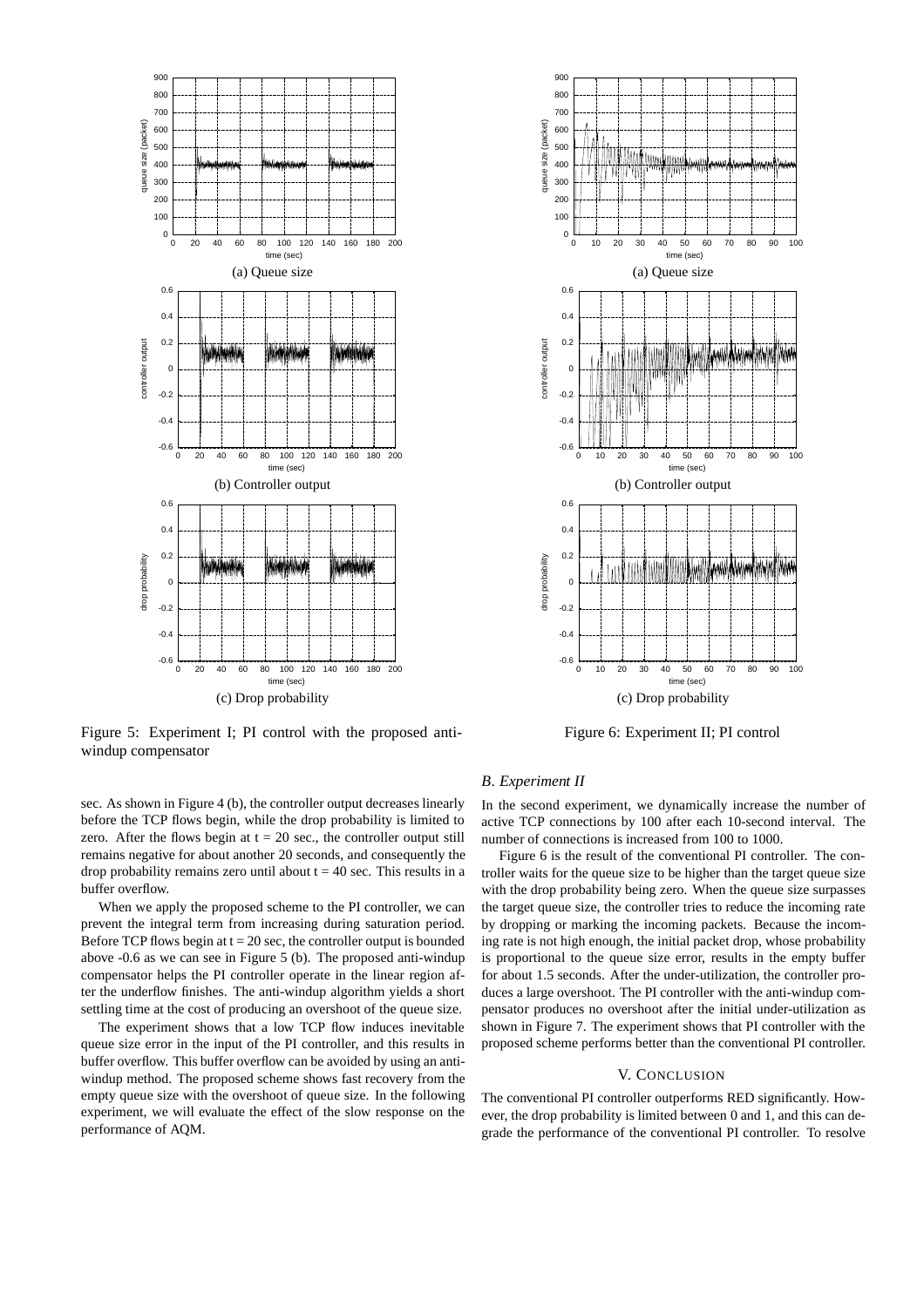(a) Queue size

(b) Controller output

(c) Drop probability

Figure 5: Experiment I; PI control with the proposed anti-windup compensator

(a) Queue size

(b) Controller output

(c) Drop probability

Figure 6: Experiment II; PI control

sec. As shown in Figure 4 (b), the controller output decreases linearly before the TCP flows begin, while the drop probability is limited to zero. After the flows begin at t = 20 sec., the controller output still remains negative for about another 20 seconds, and consequently the drop probability remains zero until about t = 40 sec. This results in a buffer overflow.

When we apply the proposed scheme to the PI controller, we can prevent the integral term from increasing during saturation period. Before TCP flows begin at t = 20 sec, the controller output is bounded above -0.6 as we can see in Figure 5 (b). The proposed anti-windup compensator helps the PI controller operate in the linear region after the underflow finishes. The anti-windup algorithm yields a short settling time at the cost of producing an overshoot of the queue size.

The experiment shows that a low TCP flow induces inevitable queue size error in the input of the PI controller, and this results in buffer overflow. This buffer overflow can be avoided by using an anti-windup method. The proposed scheme shows fast recovery from the empty queue size with the overshoot of queue size. In the following experiment, we will evaluate the effect of the slow response on the performance of AQM.

### B. *Experiment II*

In the second experiment, we dynamically increase the number of active TCP connections by 100 after each 10-second interval. The number of connections is increased from 100 to 1000.

Figure 6 is the result of the conventional PI controller. The controller waits for the queue size to be higher than the target queue size with the drop probability being zero. When the queue size surpasses the target queue size, the controller tries to reduce the incoming rate by dropping or marking the incoming packets. Because the incoming rate is not high enough, the initial packet drop, whose probability is proportional to the queue size error, results in the empty buffer for about 1.5 seconds. After the under-utilization, the controller produces a large overshoot. The PI controller with the anti-windup compensator produces no overshoot after the initial under-utilization as shown in Figure 7. The experiment shows that PI controller with the proposed scheme performs better than the conventional PI controller.

## V. CONCLUSION

The conventional PI controller outperforms RED significantly. However, the drop probability is limited between 0 and 1, and this can degrade the performance of the conventional PI controller. To resolve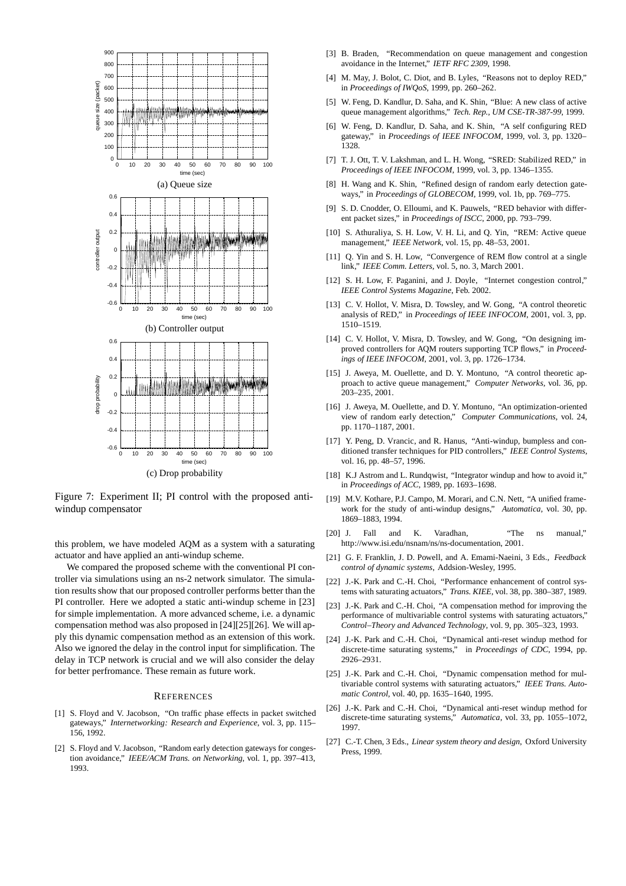900
800
700
600
500
400
300
200
100
0
queue size (packet)
0 10 20 30 40 50 60 70 80 90 100
time (sec)

(a) Queue size

0.6
0.4
0.2
0
-0.2
-0.4
-0.6
controller output
0 10 20 30 40 50 60 70 80 90 100
time (sec)

(b) Controller output

0.6
0.4
0.2
0
-0.2
-0.4
-0.6
drop probability
0 10 20 30 40 50 60 70 80 90 100
time (sec)

(c) Drop probability

Figure 7: Experiment II; PI control with the proposed anti-windup compensator

this problem, we have modeled AQM as a system with a saturating actuator and have applied an anti-windup scheme.

We compared the proposed scheme with the conventional PI controller via simulations using an ns-2 network simulator. The simulation results show that our proposed controller performs better than the PI controller. Here we adopted a static anti-windup scheme in [23] for simple implementation. A more advanced scheme, i.e. a dynamic compensation method was also proposed in [24][25][26]. We will apply this dynamic compensation method as an extension of this work. Also we ignored the delay in the control input for simplification. The delay in TCP network is crucial and we will also consider the delay for better perfromance. These remain as future work.

## References

[1] S. Floyd and V. Jacobson, "On traffic phase effects in packet switched gateways," *Internetworking: Research and Experience*, vol. 3, pp. 115–156, 1992.

[2] S. Floyd and V. Jacobson, "Random early detection gateways for congestion avoidance," *IEEE/ACM Trans. on Networking*, vol. 1, pp. 397–413, 1993.

[3] B. Braden, "Recommendation on queue management and congestion avoidance in the Internet," *IETF RFC 2309*, 1998.

[4] M. May, J. Bolot, C. Diot, and B. Lyles, "Reasons not to deploy RED," in *Proceedings of IWQoS*, 1999, pp. 260–262.

[5] W. Feng, D. Kandlur, D. Saha, and K. Shin, "Blue: A new class of active queue management algorithms," *Tech. Rep., UM CSE-TR-387-99*, 1999.

[6] W. Feng, D. Kandlur, D. Saha, and K. Shin, "A self configuring RED gateway," in *Proceedings of IEEE INFOCOM*, 1999, vol. 3, pp. 1320–1328.

[7] T. J. Ott, T. V. Lakshman, and L. H. Wong, "SRED: Stabilized RED," in *Proceedings of IEEE INFOCOM*, 1999, vol. 3, pp. 1346–1355.

[8] H. Wang and K. Shin, "Refined design of random early detection gateways," in *Proceedings of GLOBECOM*, 1999, vol. 1b, pp. 769–775.

[9] S. D. Cnodder, O. Elloumi, and K. Pauwels, "RED behavior with different packet sizes," in *Proceedings of ISCC*, 2000, pp. 793–799.

[10] S. Athuraliya, S. H. Low, V. H. Li, and Q. Yin, "REM: Active queue management," *IEEE Network*, vol. 15, pp. 48–53, 2001.

[11] Q. Yin and S. H. Low, "Convergence of REM flow control at a single link," *IEEE Comm. Letters*, vol. 5, no. 3, March 2001.

[12] S. H. Low, F. Paganini, and J. Doyle, "Internet congestion control," *IEEE Control Systems Magazine*, Feb. 2002.

[13] C. V. Hollot, V. Misra, D. Towsley, and W. Gong, "A control theoretic analysis of RED," in *Proceedings of IEEE INFOCOM*, 2001, vol. 3, pp. 1510–1519.

[14] C. V. Hollot, V. Misra, D. Towsley, and W. Gong, "On designing improved controllers for AQM routers supporting TCP flows," in *Proceedings of IEEE INFOCOM*, 2001, vol. 3, pp. 1726–1734.

[15] J. Aweya, M. Ouellette, and D. Y. Montuno, "A control theoretic approach to active queue management," *Computer Networks*, vol. 36, pp. 203–235, 2001.

[16] J. Aweya, M. Ouellette, and D. Y. Montuno, "An optimization-oriented view of random early detection," *Computer Communications*, vol. 24, pp. 1170–1187, 2001.

[17] Y. Peng, D. Vrancic, and R. Hanus, "Anti-windup, bumpless and conditioned transfer techniques for PID controllers," *IEEE Control Systems*, vol. 16, pp. 48–57, 1996.

[18] K.J Astrom and L. Rundqwist, "Integrator windup and how to avoid it," in *Proceedings of ACC*, 1989, pp. 1693–1698.

[19] M.V. Kothare, P.J. Campo, M. Morari, and C.N. Nett, "A unified framework for the study of anti-windup designs," *Automatica*, vol. 30, pp. 1869–1883, 1994.

[20] J. Fall and K. Varadhan, "The ns manual," http://www.isi.edu/nsnam/ns/ns-documentation, 2001.

[21] G. F. Franklin, J. D. Powell, and A. Emami-Naeini, 3 Eds., *Feedback control of dynamic systems*, Addsion-Wesley, 1995.

[22] J.-K. Park and C.-H. Choi, "Performance enhancement of control systems with saturating actuators," *Trans. KIEE*, vol. 38, pp. 380–387, 1989.

[23] J.-K. Park and C.-H. Choi, "A compensation method for improving the performance of multivariable control systems with saturating actuators," *Control–Theory and Advanced Technology*, vol. 9, pp. 305–323, 1993.

[24] J.-K. Park and C.-H. Choi, "Dynamical anti-reset windup method for discrete-time saturating systems," in *Proceedings of CDC*, 1994, pp. 2926–2931.

[25] J.-K. Park and C.-H. Choi, "Dynamic compensation method for multivariable control systems with saturating actuators," *IEEE Trans. Automatic Control*, vol. 40, pp. 1635–1640, 1995.

[26] J.-K. Park and C.-H. Choi, "Dynamical anti-reset windup method for discrete-time saturating systems," *Automatica*, vol. 33, pp. 1055–1072, 1997.

[27] C.-T. Chen, 3 Eds., *Linear system theory and design*, Oxford University Press, 1999.